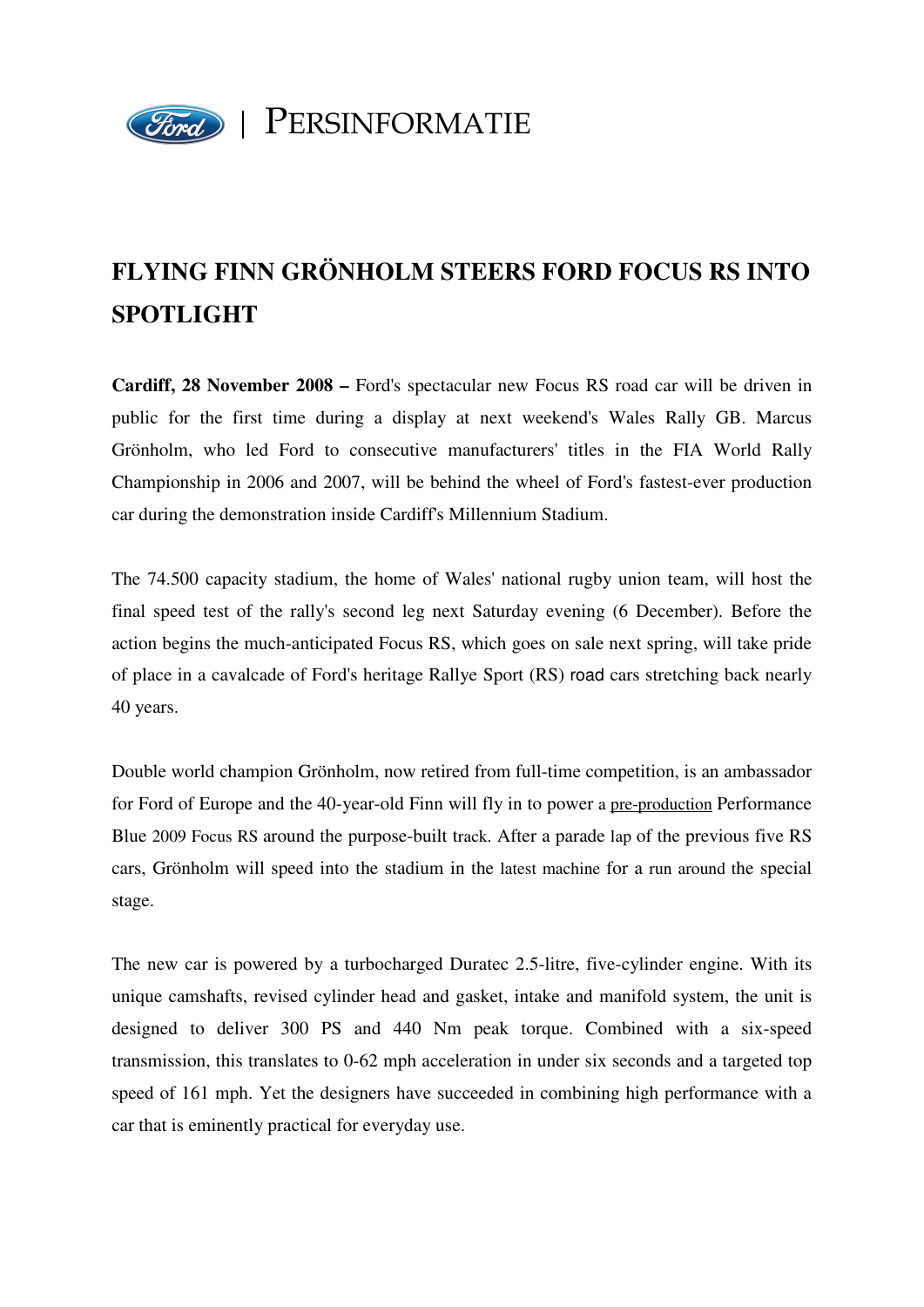| PERSINFORMATIE

# FLYING FINN GRÖNHOLM STEERS FORD FOCUS RS INTO SPOTLIGHT

**Cardiff, 28 November 2008 –** Ford's spectacular new Focus RS road car will be driven in public for the first time during a display at next weekend's Wales Rally GB. Marcus Grönholm, who led Ford to consecutive manufacturers' titles in the FIA World Rally Championship in 2006 and 2007, will be behind the wheel of Ford's fastest-ever production car during the demonstration inside Cardiff's Millennium Stadium.

The 74.500 capacity stadium, the home of Wales' national rugby union team, will host the final speed test of the rally's second leg next Saturday evening (6 December). Before the action begins the much-anticipated Focus RS, which goes on sale next spring, will take pride of place in a cavalcade of Ford's heritage Rallye Sport (RS) road cars stretching back nearly 40 years.

Double world champion Grönholm, now retired from full-time competition, is an ambassador for Ford of Europe and the 40-year-old Finn will fly in to power a pre-production Performance Blue 2009 Focus RS around the purpose-built track. After a parade lap of the previous five RS cars, Grönholm will speed into the stadium in the latest machine for a run around the special stage.

The new car is powered by a turbocharged Duratec 2.5-litre, five-cylinder engine. With its unique camshafts, revised cylinder head and gasket, intake and manifold system, the unit is designed to deliver 300 PS and 440 Nm peak torque. Combined with a six-speed transmission, this translates to 0-62 mph acceleration in under six seconds and a targeted top speed of 161 mph. Yet the designers have succeeded in combining high performance with a car that is eminently practical for everyday use.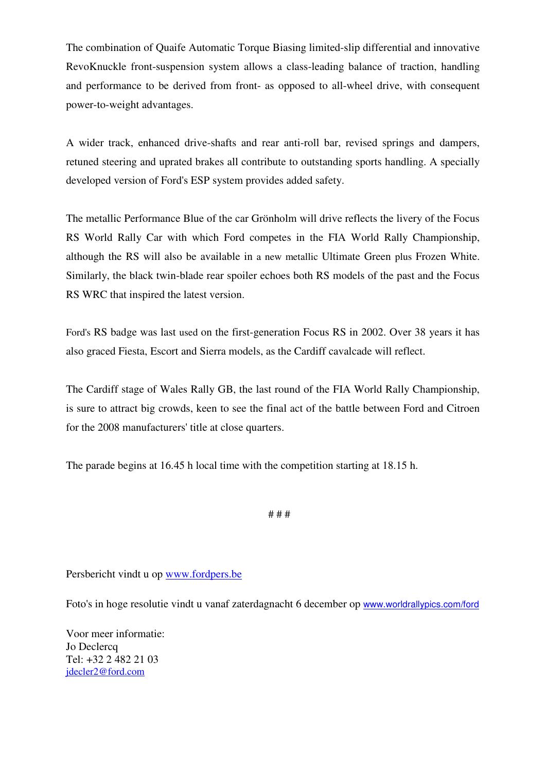The combination of Quaife Automatic Torque Biasing limited-slip differential and innovative RevoKnuckle front-suspension system allows a class-leading balance of traction, handling and performance to be derived from front- as opposed to all-wheel drive, with consequent power-to-weight advantages.

A wider track, enhanced drive-shafts and rear anti-roll bar, revised springs and dampers, retuned steering and uprated brakes all contribute to outstanding sports handling. A specially developed version of Ford's ESP system provides added safety.

The metallic Performance Blue of the car Grönholm will drive reflects the livery of the Focus RS World Rally Car with which Ford competes in the FIA World Rally Championship, although the RS will also be available in a new metallic Ultimate Green plus Frozen White. Similarly, the black twin-blade rear spoiler echoes both RS models of the past and the Focus RS WRC that inspired the latest version.

Ford's RS badge was last used on the first-generation Focus RS in 2002. Over 38 years it has also graced Fiesta, Escort and Sierra models, as the Cardiff cavalcade will reflect.

The Cardiff stage of Wales Rally GB, the last round of the FIA World Rally Championship, is sure to attract big crowds, keen to see the final act of the battle between Ford and Citroen for the 2008 manufacturers' title at close quarters.

The parade begins at 16.45 h local time with the competition starting at 18.15 h.

# # #

Persbericht vindt u op www.fordpers.be

Foto's in hoge resolutie vindt u vanaf zaterdagnacht 6 december op www.worldrallypics.com/ford

Voor meer informatie:
Jo Declercq
Tel: +32 2 482 21 03
jdecler2@ford.com